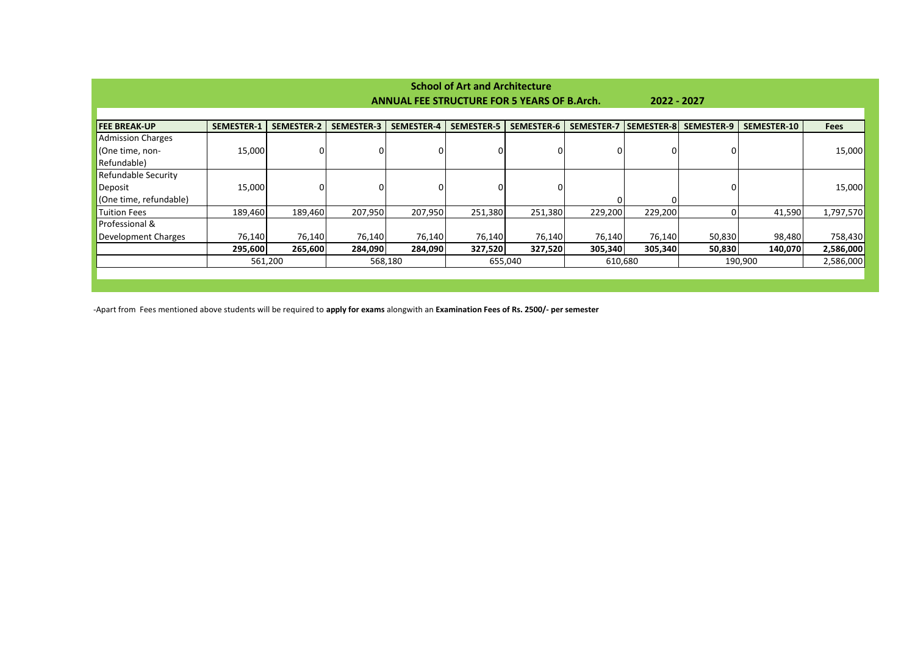# School of Art and Architecture

## ANNUAL FEE STRUCTURE FOR 5 YEARS OF B.Arch. 2022 - 2027

| FEE BREAK-UP | SEMESTER-1 | SEMESTER-2 | SEMESTER-3 | SEMESTER-4 | SEMESTER-5 | SEMESTER-6 | SEMESTER-7 | SEMESTER-8 | SEMESTER-9 | SEMESTER-10 | Fees |
|---|---|---|---|---|---|---|---|---|---|---|---|
| Admission Charges (One time, non-Refundable) | 15,000 | 0 | 0 | 0 | 0 | 0 | 0 | 0 | 0 | | 15,000 |
| Refundable Security Deposit (One time, refundable) | 15,000 | 0 | 0 | 0 | 0 | 0 | 0 | 0 | 0 | | 15,000 |
| Tuition Fees | 189,460 | 189,460 | 207,950 | 207,950 | 251,380 | 251,380 | 229,200 | 229,200 | 0 | 41,590 | 1,797,570 |
| Professional & Development Charges | 76,140 | 76,140 | 76,140 | 76,140 | 76,140 | 76,140 | 76,140 | 76,140 | 50,830 | 98,480 | 758,430 |
| | **295,600** | **265,600** | **284,090** | **284,090** | **327,520** | **327,520** | **305,340** | **305,340** | **50,830** | **140,070** | **2,586,000** |
| | 561,200 | | 568,180 | | 655,040 | | 610,680 | | 190,900 | | 2,586,000 |

-Apart from Fees mentioned above students will be required to **apply for exams** alongwith an **Examination Fees of Rs. 2500/- per semester**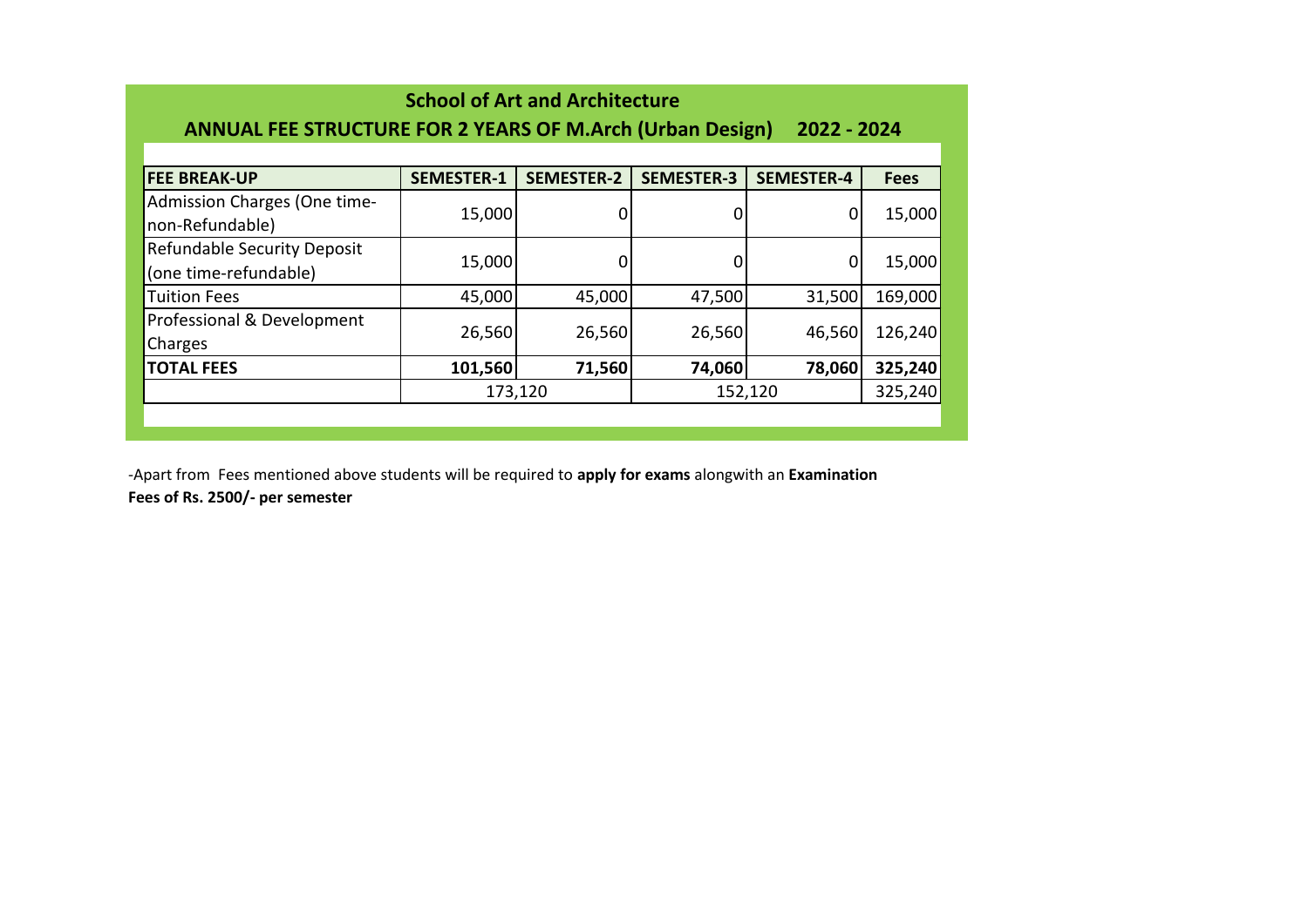# School of Art and Architecture

## ANNUAL FEE STRUCTURE FOR 2 YEARS OF M.Arch (Urban Design) 2022 - 2024

| FEE BREAK-UP | SEMESTER-1 | SEMESTER-2 | SEMESTER-3 | SEMESTER-4 | Fees |
|---|---|---|---|---|---|
| Admission Charges (One time-non-Refundable) | 15,000 | 0 | 0 | 0 | 15,000 |
| Refundable Security Deposit (one time-refundable) | 15,000 | 0 | 0 | 0 | 15,000 |
| Tuition Fees | 45,000 | 45,000 | 47,500 | 31,500 | 169,000 |
| Professional & Development Charges | 26,560 | 26,560 | 26,560 | 46,560 | 126,240 |
| **TOTAL FEES** | **101,560** | **71,560** | **74,060** | **78,060** | **325,240** |
| | 173,120 | | 152,120 | | 325,240 |

-Apart from Fees mentioned above students will be required to **apply for exams** alongwith an **Examination Fees of Rs. 2500/- per semester**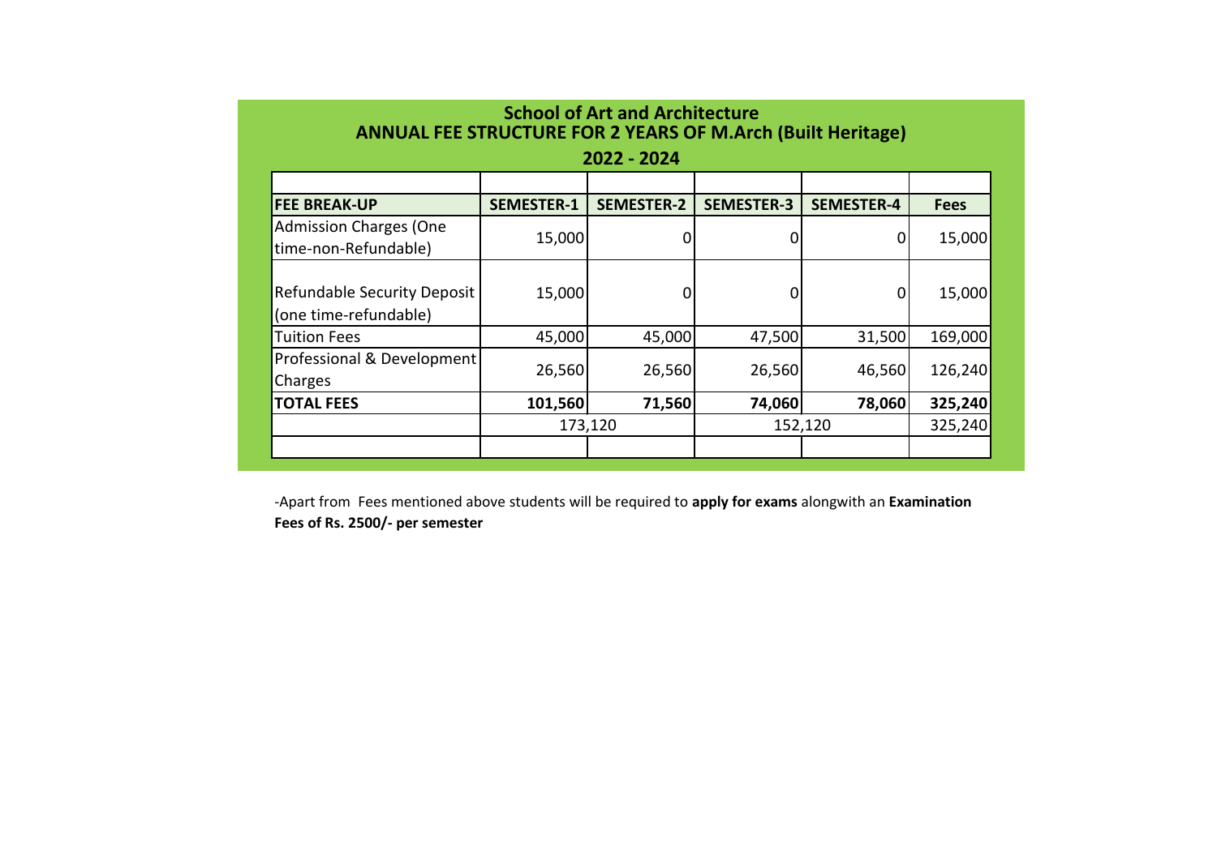# School of Art and Architecture
## ANNUAL FEE STRUCTURE FOR 2 YEARS OF M.Arch (Built Heritage)
### 2022 - 2024

| FEE BREAK-UP | SEMESTER-1 | SEMESTER-2 | SEMESTER-3 | SEMESTER-4 | Fees |
|---|---|---|---|---|---|
| Admission Charges (One time-non-Refundable) | 15,000 | 0 | 0 | 0 | 15,000 |
| Refundable Security Deposit (one time-refundable) | 15,000 | 0 | 0 | 0 | 15,000 |
| Tuition Fees | 45,000 | 45,000 | 47,500 | 31,500 | 169,000 |
| Professional & Development Charges | 26,560 | 26,560 | 26,560 | 46,560 | 126,240 |
| **TOTAL FEES** | **101,560** | **71,560** | **74,060** | **78,060** | **325,240** |
| | 173,120 | | 152,120 | | 325,240 |

-Apart from Fees mentioned above students will be required to **apply for exams** alongwith an **Examination Fees of Rs. 2500/- per semester**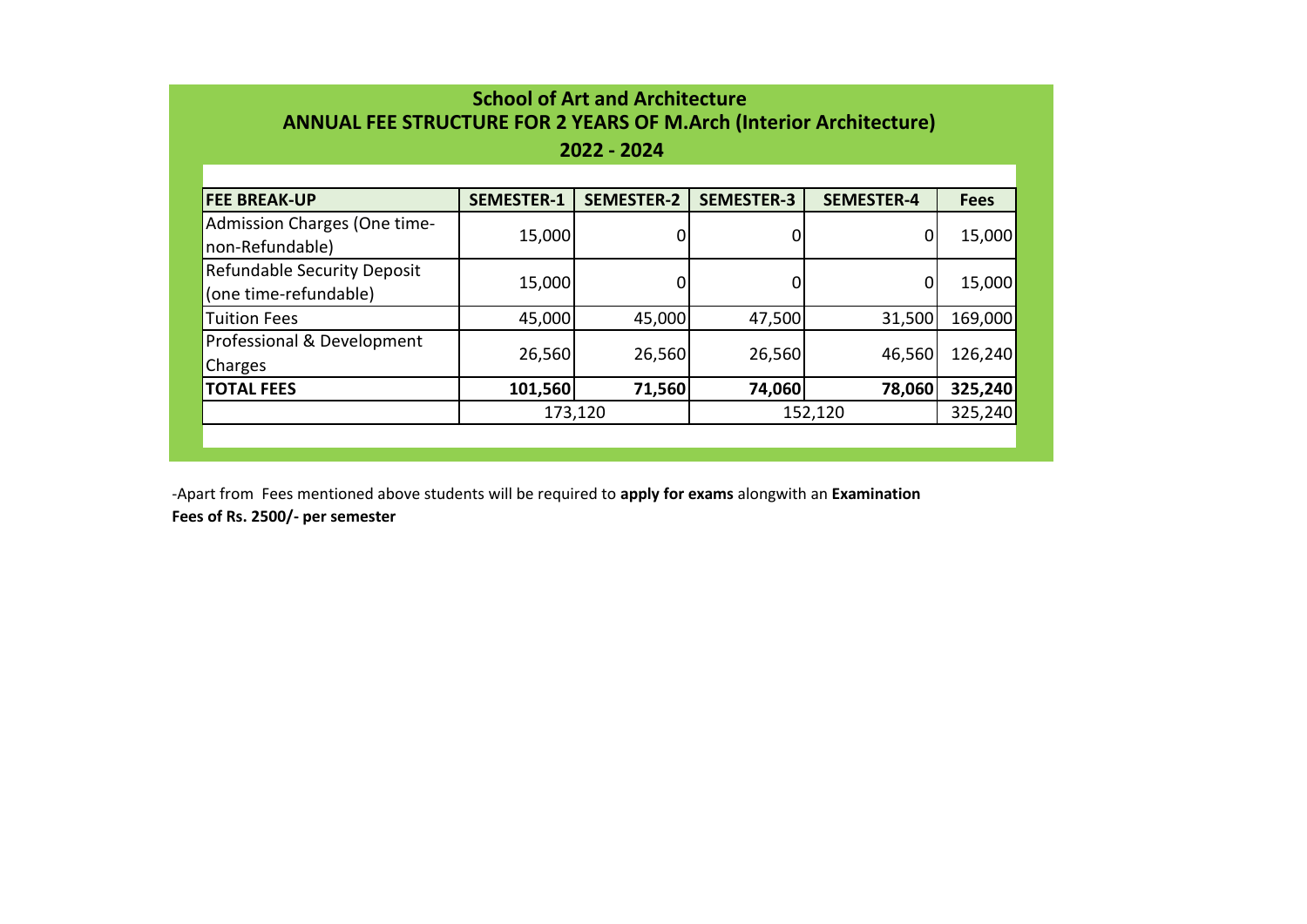## School of Art and Architecture
## ANNUAL FEE STRUCTURE FOR 2 YEARS OF M.Arch (Interior Architecture)
## 2022 - 2024

| FEE BREAK-UP | SEMESTER-1 | SEMESTER-2 | SEMESTER-3 | SEMESTER-4 | Fees |
|---|---|---|---|---|---|
| Admission Charges (One time-non-Refundable) | 15,000 | 0 | 0 | 0 | 15,000 |
| Refundable Security Deposit (one time-refundable) | 15,000 | 0 | 0 | 0 | 15,000 |
| Tuition Fees | 45,000 | 45,000 | 47,500 | 31,500 | 169,000 |
| Professional & Development Charges | 26,560 | 26,560 | 26,560 | 46,560 | 126,240 |
| **TOTAL FEES** | **101,560** | **71,560** | **74,060** | **78,060** | **325,240** |
| | 173,120 | | 152,120 | | 325,240 |

-Apart from Fees mentioned above students will be required to **apply for exams** alongwith an **Examination Fees of Rs. 2500/- per semester**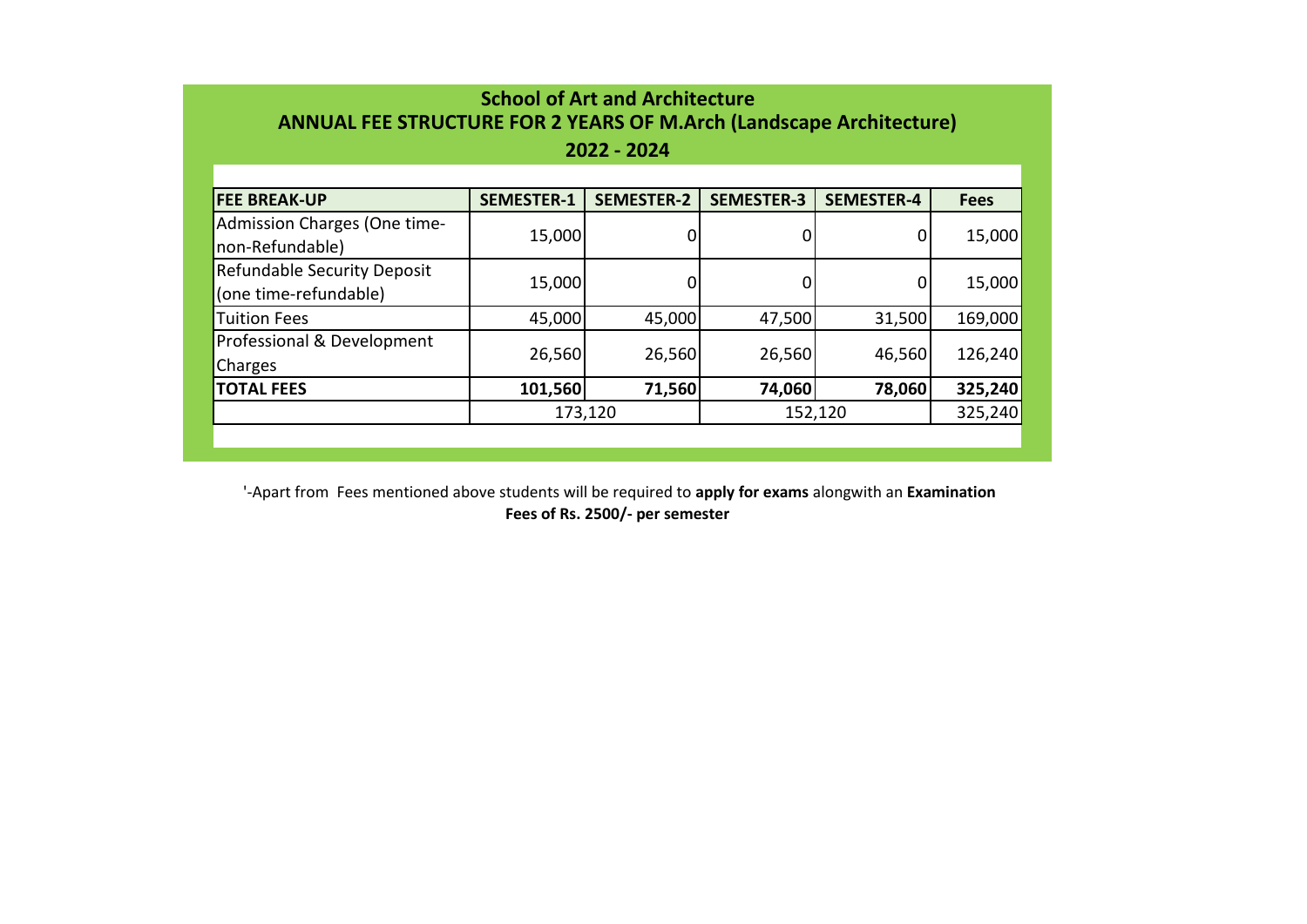## School of Art and Architecture
## ANNUAL FEE STRUCTURE FOR 2 YEARS OF M.Arch (Landscape Architecture)
## 2022 - 2024

| FEE BREAK-UP | SEMESTER-1 | SEMESTER-2 | SEMESTER-3 | SEMESTER-4 | Fees |
|---|---|---|---|---|---|
| Admission Charges (One time-non-Refundable) | 15,000 | 0 | 0 | 0 | 15,000 |
| Refundable Security Deposit (one time-refundable) | 15,000 | 0 | 0 | 0 | 15,000 |
| Tuition Fees | 45,000 | 45,000 | 47,500 | 31,500 | 169,000 |
| Professional & Development Charges | 26,560 | 26,560 | 26,560 | 46,560 | 126,240 |
| **TOTAL FEES** | **101,560** | **71,560** | **74,060** | **78,060** | **325,240** |
| | 173,120 | | 152,120 | | 325,240 |

'-Apart from Fees mentioned above students will be required to **apply for exams** alongwith an **Examination Fees of Rs. 2500/- per semester**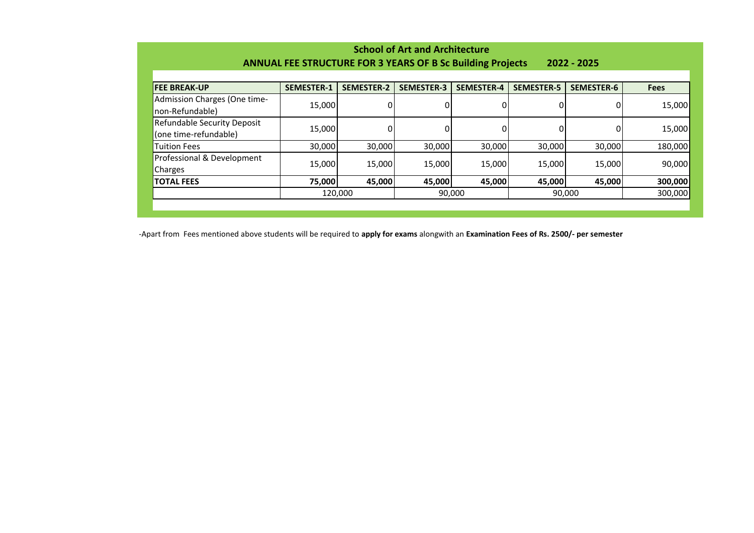## School of Art and Architecture

### ANNUAL FEE STRUCTURE FOR 3 YEARS OF B Sc Building Projects 2022 - 2025

| FEE BREAK-UP | SEMESTER-1 | SEMESTER-2 | SEMESTER-3 | SEMESTER-4 | SEMESTER-5 | SEMESTER-6 | Fees |
|---|---|---|---|---|---|---|---|
| Admission Charges (One time-non-Refundable) | 15,000 | 0 | 0 | 0 | 0 | 0 | 15,000 |
| Refundable Security Deposit (one time-refundable) | 15,000 | 0 | 0 | 0 | 0 | 0 | 15,000 |
| Tuition Fees | 30,000 | 30,000 | 30,000 | 30,000 | 30,000 | 30,000 | 180,000 |
| Professional & Development Charges | 15,000 | 15,000 | 15,000 | 15,000 | 15,000 | 15,000 | 90,000 |
| **TOTAL FEES** | **75,000** | **45,000** | **45,000** | **45,000** | **45,000** | **45,000** | **300,000** |
| | 120,000 | | 90,000 | | 90,000 | | 300,000 |

-Apart from Fees mentioned above students will be required to **apply for exams** alongwith an **Examination Fees of Rs. 2500/- per semester**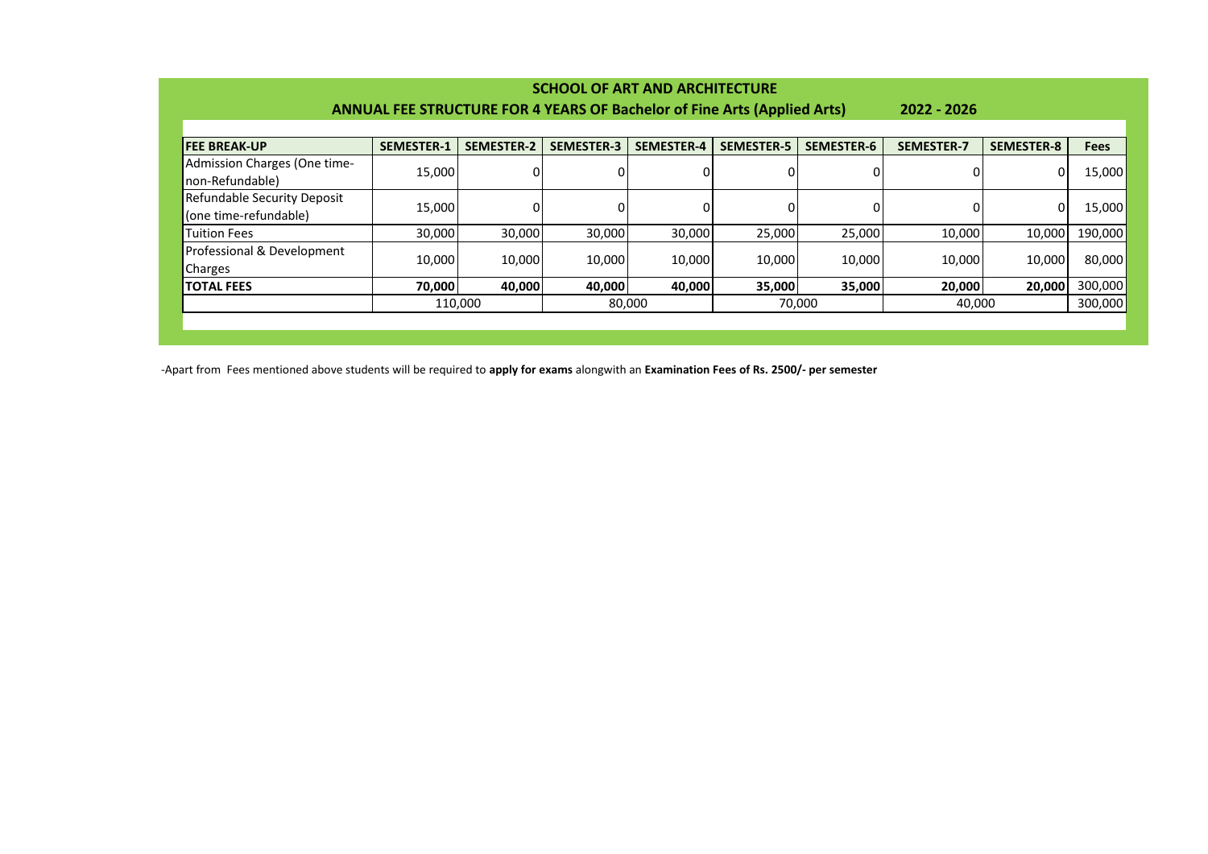## SCHOOL OF ART AND ARCHITECTURE

### ANNUAL FEE STRUCTURE FOR 4 YEARS OF Bachelor of Fine Arts (Applied Arts) 2022 - 2026

| FEE BREAK-UP | SEMESTER-1 | SEMESTER-2 | SEMESTER-3 | SEMESTER-4 | SEMESTER-5 | SEMESTER-6 | SEMESTER-7 | SEMESTER-8 | Fees |
|---|---|---|---|---|---|---|---|---|---|
| Admission Charges (One time-non-Refundable) | 15,000 | 0 | 0 | 0 | 0 | 0 | 0 | 0 | 15,000 |
| Refundable Security Deposit (one time-refundable) | 15,000 | 0 | 0 | 0 | 0 | 0 | 0 | 0 | 15,000 |
| Tuition Fees | 30,000 | 30,000 | 30,000 | 30,000 | 25,000 | 25,000 | 10,000 | 10,000 | 190,000 |
| Professional & Development Charges | 10,000 | 10,000 | 10,000 | 10,000 | 10,000 | 10,000 | 10,000 | 10,000 | 80,000 |
| **TOTAL FEES** | **70,000** | **40,000** | **40,000** | **40,000** | **35,000** | **35,000** | **20,000** | **20,000** | 300,000 |
| | 110,000 | | 80,000 | | 70,000 | | 40,000 | | 300,000 |

-Apart from Fees mentioned above students will be required to **apply for exams** alongwith an **Examination Fees of Rs. 2500/- per semester**